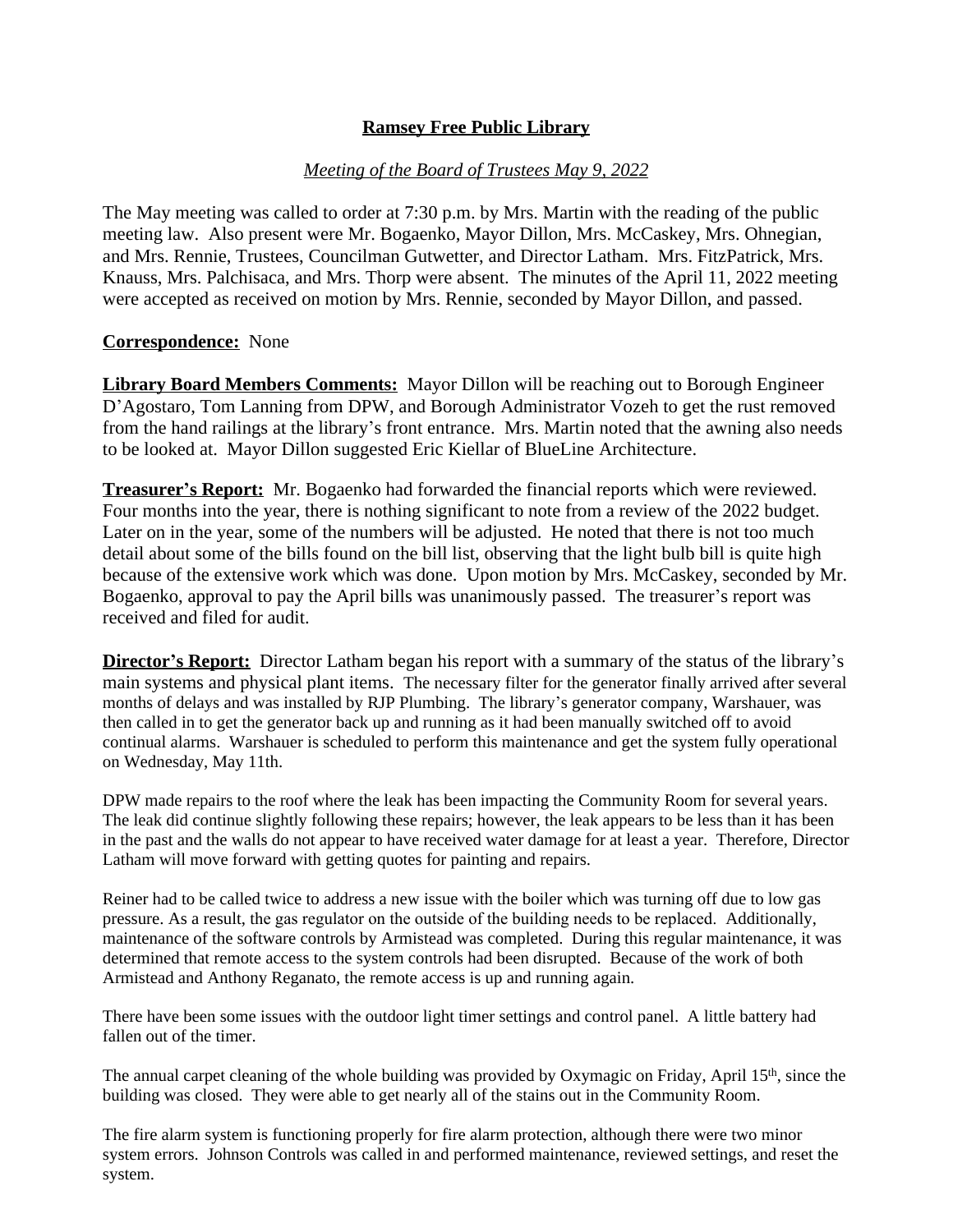# Ramsey Free Public Library

*Meeting of the Board of Trustees May 9, 2022*

The May meeting was called to order at 7:30 p.m. by Mrs. Martin with the reading of the public meeting law. Also present were Mr. Bogaenko, Mayor Dillon, Mrs. McCaskey, Mrs. Ohnegian, and Mrs. Rennie, Trustees, Councilman Gutwetter, and Director Latham. Mrs. FitzPatrick, Mrs. Knauss, Mrs. Palchisaca, and Mrs. Thorp were absent. The minutes of the April 11, 2022 meeting were accepted as received on motion by Mrs. Rennie, seconded by Mayor Dillon, and passed.

**Correspondence:** None

**Library Board Members Comments:** Mayor Dillon will be reaching out to Borough Engineer D'Agostaro, Tom Lanning from DPW, and Borough Administrator Vozeh to get the rust removed from the hand railings at the library's front entrance. Mrs. Martin noted that the awning also needs to be looked at. Mayor Dillon suggested Eric Kiellar of BlueLine Architecture.

**Treasurer's Report:** Mr. Bogaenko had forwarded the financial reports which were reviewed. Four months into the year, there is nothing significant to note from a review of the 2022 budget. Later on in the year, some of the numbers will be adjusted. He noted that there is not too much detail about some of the bills found on the bill list, observing that the light bulb bill is quite high because of the extensive work which was done. Upon motion by Mrs. McCaskey, seconded by Mr. Bogaenko, approval to pay the April bills was unanimously passed. The treasurer's report was received and filed for audit.

**Director's Report:** Director Latham began his report with a summary of the status of the library's main systems and physical plant items. The necessary filter for the generator finally arrived after several months of delays and was installed by RJP Plumbing. The library's generator company, Warshauer, was then called in to get the generator back up and running as it had been manually switched off to avoid continual alarms. Warshauer is scheduled to perform this maintenance and get the system fully operational on Wednesday, May 11th.

DPW made repairs to the roof where the leak has been impacting the Community Room for several years. The leak did continue slightly following these repairs; however, the leak appears to be less than it has been in the past and the walls do not appear to have received water damage for at least a year. Therefore, Director Latham will move forward with getting quotes for painting and repairs.

Reiner had to be called twice to address a new issue with the boiler which was turning off due to low gas pressure. As a result, the gas regulator on the outside of the building needs to be replaced. Additionally, maintenance of the software controls by Armistead was completed. During this regular maintenance, it was determined that remote access to the system controls had been disrupted. Because of the work of both Armistead and Anthony Reganato, the remote access is up and running again.

There have been some issues with the outdoor light timer settings and control panel. A little battery had fallen out of the timer.

The annual carpet cleaning of the whole building was provided by Oxymagic on Friday, April 15th, since the building was closed. They were able to get nearly all of the stains out in the Community Room.

The fire alarm system is functioning properly for fire alarm protection, although there were two minor system errors. Johnson Controls was called in and performed maintenance, reviewed settings, and reset the system.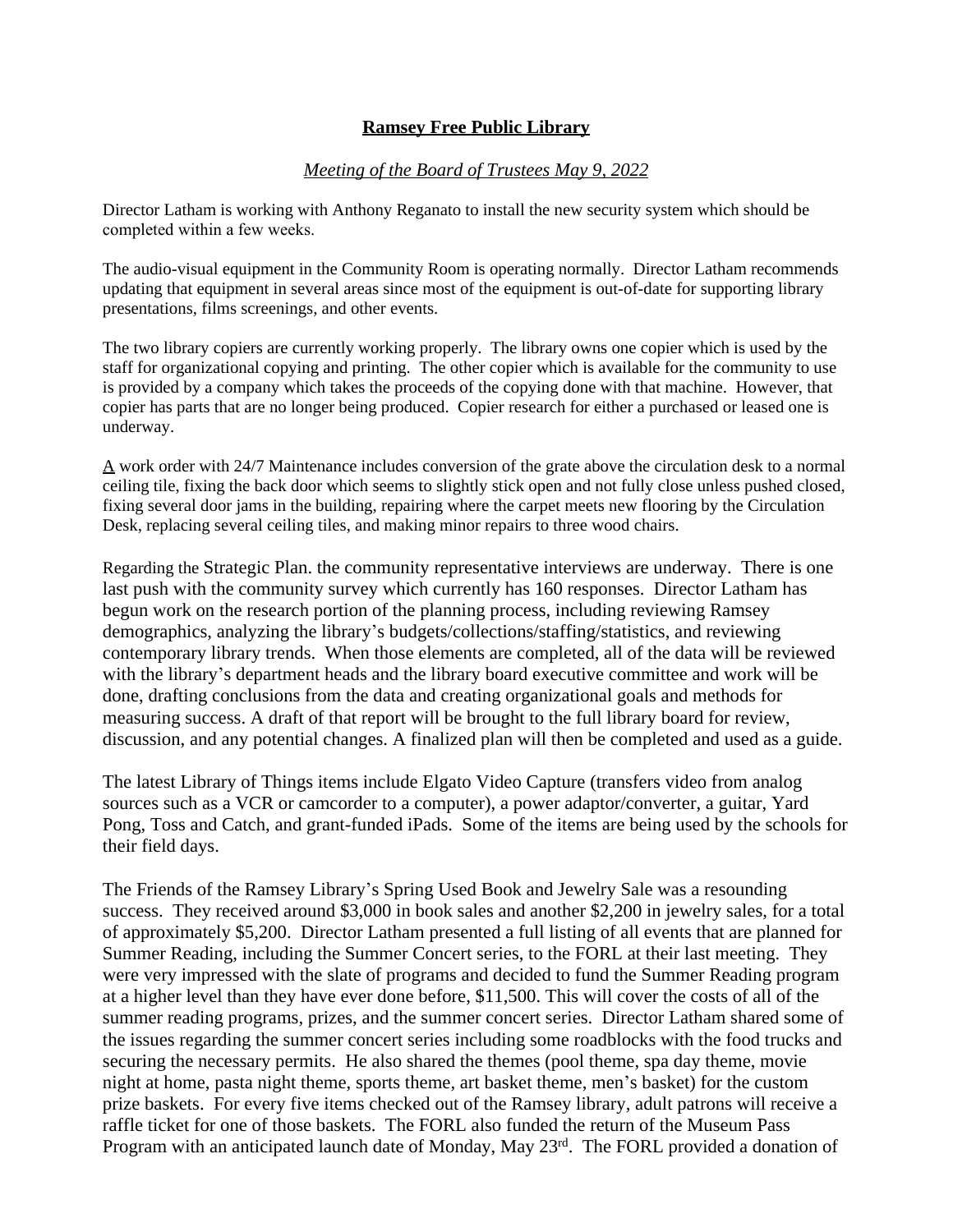**Ramsey Free Public Library**

*Meeting of the Board of Trustees May 9, 2022*

Director Latham is working with Anthony Reganato to install the new security system which should be completed within a few weeks.

The audio-visual equipment in the Community Room is operating normally. Director Latham recommends updating that equipment in several areas since most of the equipment is out-of-date for supporting library presentations, films screenings, and other events.

The two library copiers are currently working properly. The library owns one copier which is used by the staff for organizational copying and printing. The other copier which is available for the community to use is provided by a company which takes the proceeds of the copying done with that machine. However, that copier has parts that are no longer being produced. Copier research for either a purchased or leased one is underway.

A work order with 24/7 Maintenance includes conversion of the grate above the circulation desk to a normal ceiling tile, fixing the back door which seems to slightly stick open and not fully close unless pushed closed, fixing several door jams in the building, repairing where the carpet meets new flooring by the Circulation Desk, replacing several ceiling tiles, and making minor repairs to three wood chairs.

Regarding the Strategic Plan. the community representative interviews are underway. There is one last push with the community survey which currently has 160 responses. Director Latham has begun work on the research portion of the planning process, including reviewing Ramsey demographics, analyzing the library's budgets/collections/staffing/statistics, and reviewing contemporary library trends. When those elements are completed, all of the data will be reviewed with the library's department heads and the library board executive committee and work will be done, drafting conclusions from the data and creating organizational goals and methods for measuring success. A draft of that report will be brought to the full library board for review, discussion, and any potential changes. A finalized plan will then be completed and used as a guide.

The latest Library of Things items include Elgato Video Capture (transfers video from analog sources such as a VCR or camcorder to a computer), a power adaptor/converter, a guitar, Yard Pong, Toss and Catch, and grant-funded iPads. Some of the items are being used by the schools for their field days.

The Friends of the Ramsey Library's Spring Used Book and Jewelry Sale was a resounding success. They received around $3,000 in book sales and another $2,200 in jewelry sales, for a total of approximately $5,200. Director Latham presented a full listing of all events that are planned for Summer Reading, including the Summer Concert series, to the FORL at their last meeting. They were very impressed with the slate of programs and decided to fund the Summer Reading program at a higher level than they have ever done before, $11,500. This will cover the costs of all of the summer reading programs, prizes, and the summer concert series. Director Latham shared some of the issues regarding the summer concert series including some roadblocks with the food trucks and securing the necessary permits. He also shared the themes (pool theme, spa day theme, movie night at home, pasta night theme, sports theme, art basket theme, men's basket) for the custom prize baskets. For every five items checked out of the Ramsey library, adult patrons will receive a raffle ticket for one of those baskets. The FORL also funded the return of the Museum Pass Program with an anticipated launch date of Monday, May 23rd. The FORL provided a donation of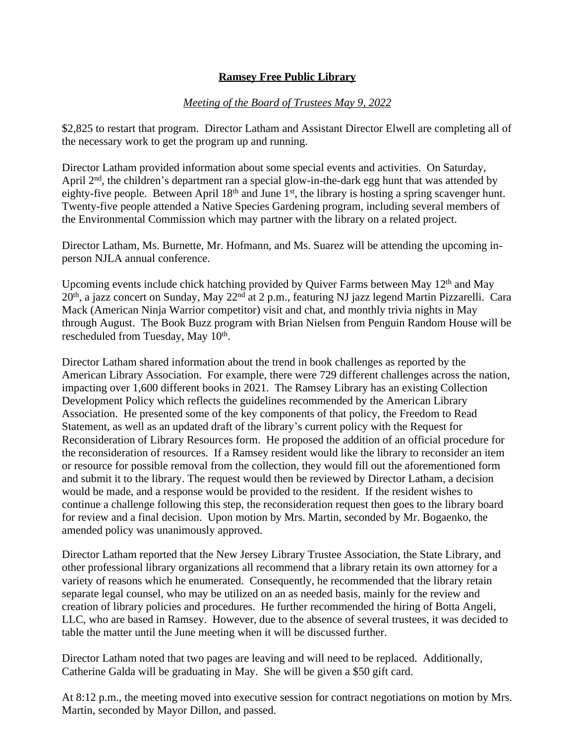**Ramsey Free Public Library**

*Meeting of the Board of Trustees May 9, 2022*

$2,825 to restart that program. Director Latham and Assistant Director Elwell are completing all of the necessary work to get the program up and running.

Director Latham provided information about some special events and activities. On Saturday, April 2nd, the children's department ran a special glow-in-the-dark egg hunt that was attended by eighty-five people. Between April 18th and June 1st, the library is hosting a spring scavenger hunt. Twenty-five people attended a Native Species Gardening program, including several members of the Environmental Commission which may partner with the library on a related project.

Director Latham, Ms. Burnette, Mr. Hofmann, and Ms. Suarez will be attending the upcoming in-person NJLA annual conference.

Upcoming events include chick hatching provided by Quiver Farms between May 12th and May 20th, a jazz concert on Sunday, May 22nd at 2 p.m., featuring NJ jazz legend Martin Pizzarelli. Cara Mack (American Ninja Warrior competitor) visit and chat, and monthly trivia nights in May through August. The Book Buzz program with Brian Nielsen from Penguin Random House will be rescheduled from Tuesday, May 10th.

Director Latham shared information about the trend in book challenges as reported by the American Library Association. For example, there were 729 different challenges across the nation, impacting over 1,600 different books in 2021. The Ramsey Library has an existing Collection Development Policy which reflects the guidelines recommended by the American Library Association. He presented some of the key components of that policy, the Freedom to Read Statement, as well as an updated draft of the library's current policy with the Request for Reconsideration of Library Resources form. He proposed the addition of an official procedure for the reconsideration of resources. If a Ramsey resident would like the library to reconsider an item or resource for possible removal from the collection, they would fill out the aforementioned form and submit it to the library. The request would then be reviewed by Director Latham, a decision would be made, and a response would be provided to the resident. If the resident wishes to continue a challenge following this step, the reconsideration request then goes to the library board for review and a final decision. Upon motion by Mrs. Martin, seconded by Mr. Bogaenko, the amended policy was unanimously approved.

Director Latham reported that the New Jersey Library Trustee Association, the State Library, and other professional library organizations all recommend that a library retain its own attorney for a variety of reasons which he enumerated. Consequently, he recommended that the library retain separate legal counsel, who may be utilized on an as needed basis, mainly for the review and creation of library policies and procedures. He further recommended the hiring of Botta Angeli, LLC, who are based in Ramsey. However, due to the absence of several trustees, it was decided to table the matter until the June meeting when it will be discussed further.

Director Latham noted that two pages are leaving and will need to be replaced. Additionally, Catherine Galda will be graduating in May. She will be given a $50 gift card.

At 8:12 p.m., the meeting moved into executive session for contract negotiations on motion by Mrs. Martin, seconded by Mayor Dillon, and passed.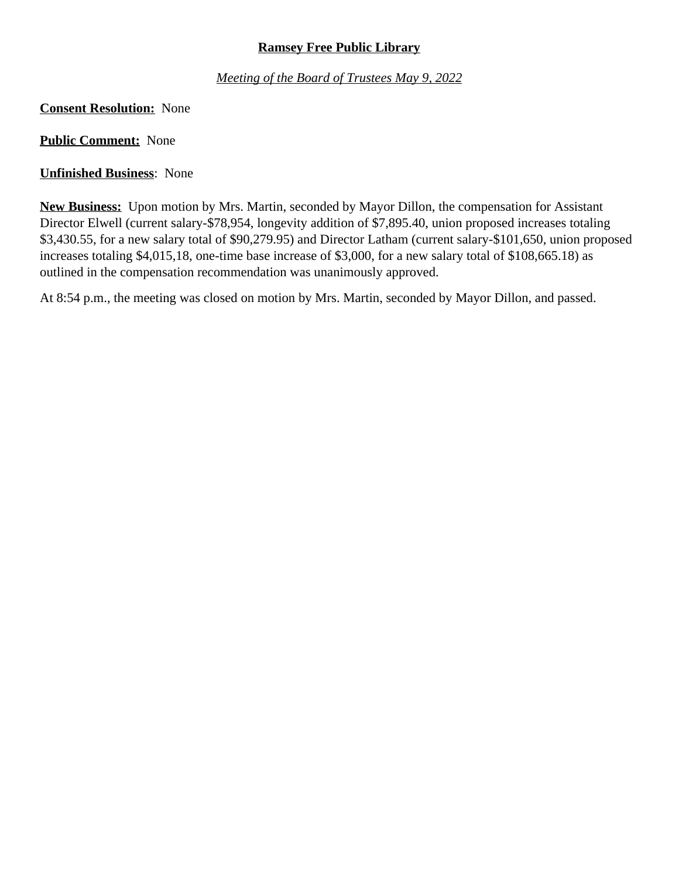**Ramsey Free Public Library**

*Meeting of the Board of Trustees May 9, 2022*

**Consent Resolution:** None

**Public Comment:** None

**Unfinished Business**: None

**New Business:** Upon motion by Mrs. Martin, seconded by Mayor Dillon, the compensation for Assistant Director Elwell (current salary-$78,954, longevity addition of $7,895.40, union proposed increases totaling $3,430.55, for a new salary total of $90,279.95) and Director Latham (current salary-$101,650, union proposed increases totaling $4,015,18, one-time base increase of $3,000, for a new salary total of $108,665.18) as outlined in the compensation recommendation was unanimously approved.

At 8:54 p.m., the meeting was closed on motion by Mrs. Martin, seconded by Mayor Dillon, and passed.